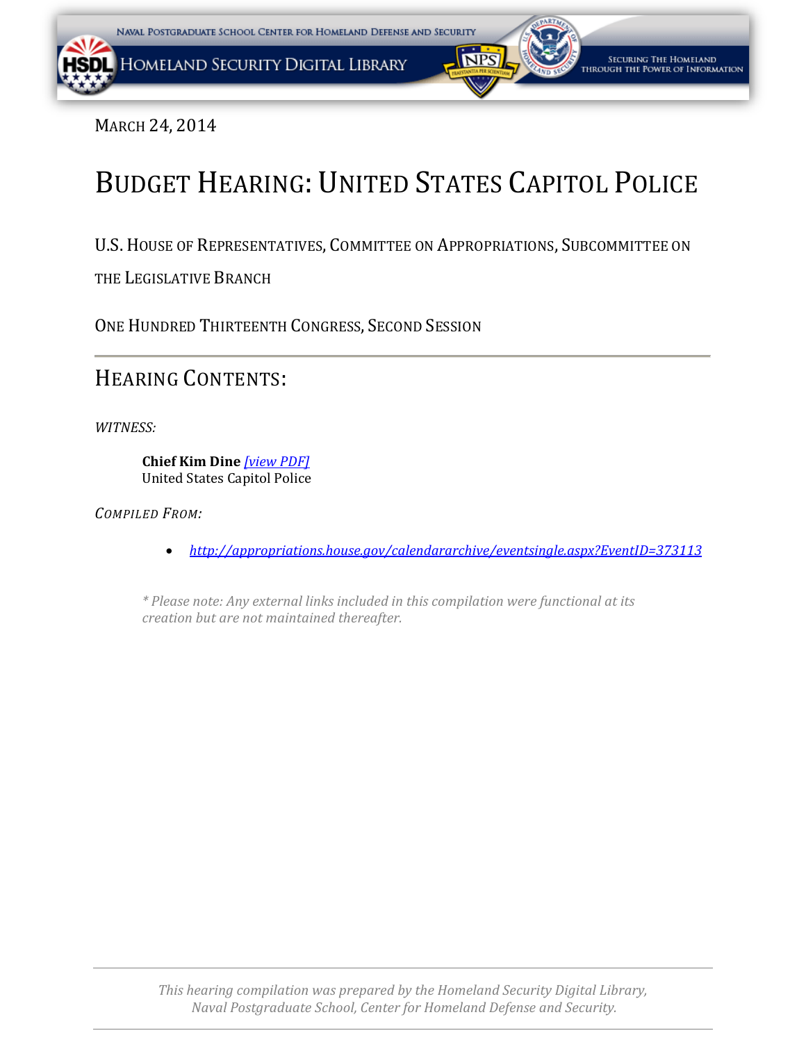March 24, 2014

# Budget Hearing: United States Capitol Police

U.S. House of Representatives, Committee on Appropriations, Subcommittee on the Legislative Branch

One Hundred Thirteenth Congress, Second Session

---

## Hearing Contents:

*Witness:*

> **Chief Kim Dine** *[view PDF]*
> United States Capitol Police

*Compiled From:*

- *http://appropriations.house.gov/calendararchive/eventsingle.aspx?EventID=373113*

> *\* Please note: Any external links included in this compilation were functional at its creation but are not maintained thereafter.*

---

*This hearing compilation was prepared by the Homeland Security Digital Library, Naval Postgraduate School, Center for Homeland Defense and Security.*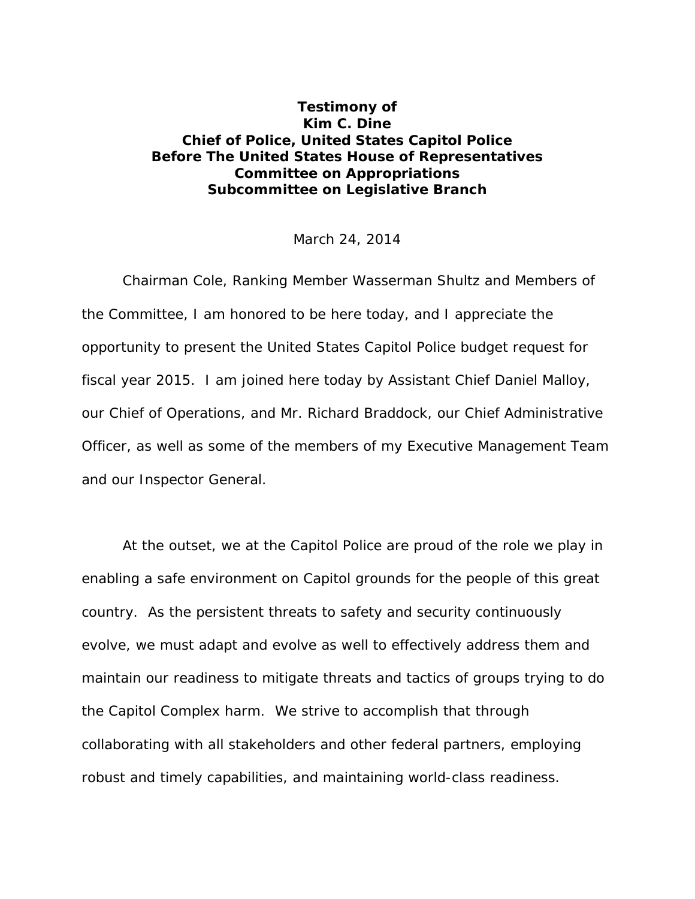**Testimony of**
**Kim C. Dine**
**Chief of Police, United States Capitol Police**
**Before The United States House of Representatives**
**Committee on Appropriations**
**Subcommittee on Legislative Branch**

March 24, 2014

Chairman Cole, Ranking Member Wasserman Shultz and Members of the Committee, I am honored to be here today, and I appreciate the opportunity to present the United States Capitol Police budget request for fiscal year 2015. I am joined here today by Assistant Chief Daniel Malloy, our Chief of Operations, and Mr. Richard Braddock, our Chief Administrative Officer, as well as some of the members of my Executive Management Team and our Inspector General.

At the outset, we at the Capitol Police are proud of the role we play in enabling a safe environment on Capitol grounds for the people of this great country. As the persistent threats to safety and security continuously evolve, we must adapt and evolve as well to effectively address them and maintain our readiness to mitigate threats and tactics of groups trying to do the Capitol Complex harm. We strive to accomplish that through collaborating with all stakeholders and other federal partners, employing robust and timely capabilities, and maintaining world-class readiness.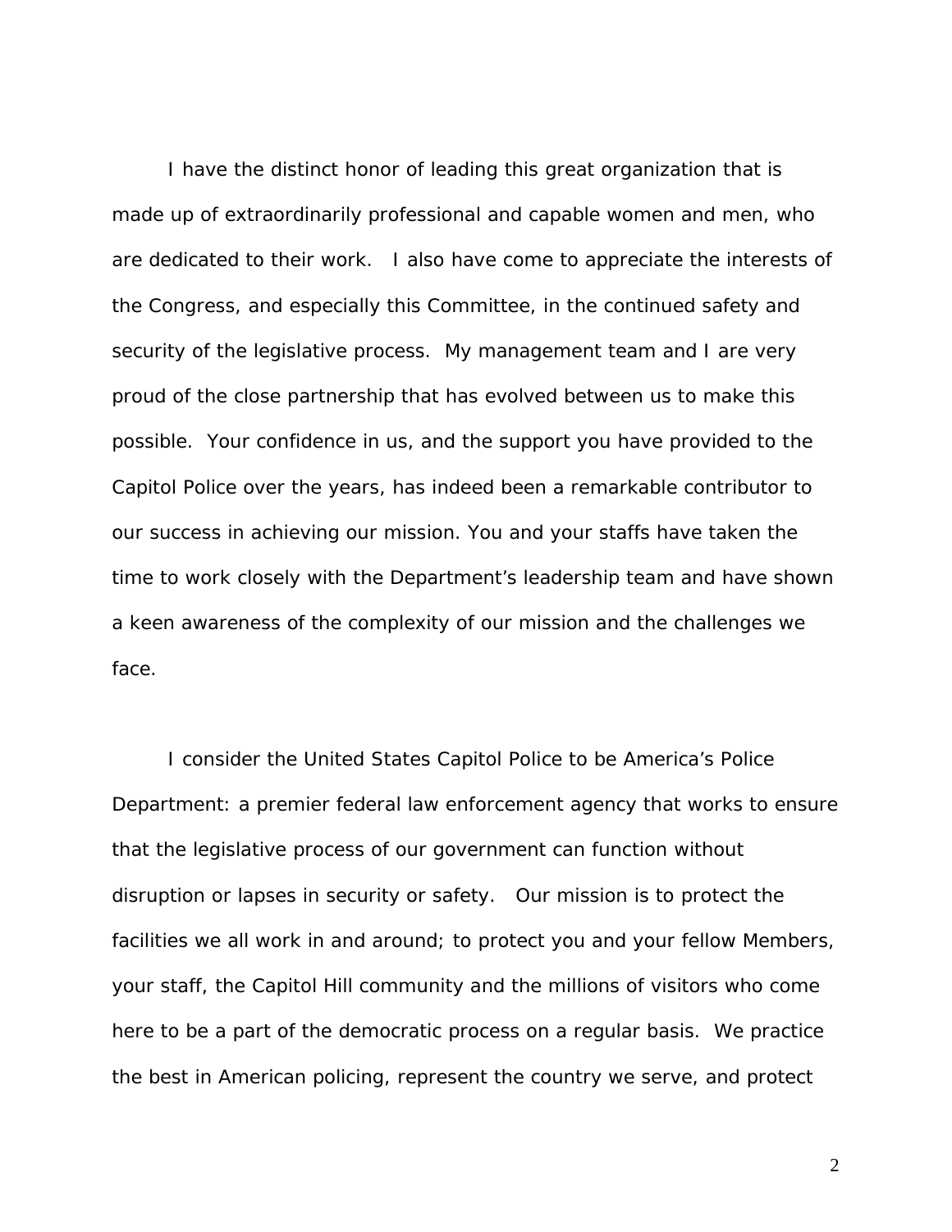I have the distinct honor of leading this great organization that is made up of extraordinarily professional and capable women and men, who are dedicated to their work. I also have come to appreciate the interests of the Congress, and especially this Committee, in the continued safety and security of the legislative process. My management team and I are very proud of the close partnership that has evolved between us to make this possible. Your confidence in us, and the support you have provided to the Capitol Police over the years, has indeed been a remarkable contributor to our success in achieving our mission. You and your staffs have taken the time to work closely with the Department's leadership team and have shown a keen awareness of the complexity of our mission and the challenges we face.

I consider the United States Capitol Police to be America's Police Department: a premier federal law enforcement agency that works to ensure that the legislative process of our government can function without disruption or lapses in security or safety. Our mission is to protect the facilities we all work in and around; to protect you and your fellow Members, your staff, the Capitol Hill community and the millions of visitors who come here to be a part of the democratic process on a regular basis. We practice the best in American policing, represent the country we serve, and protect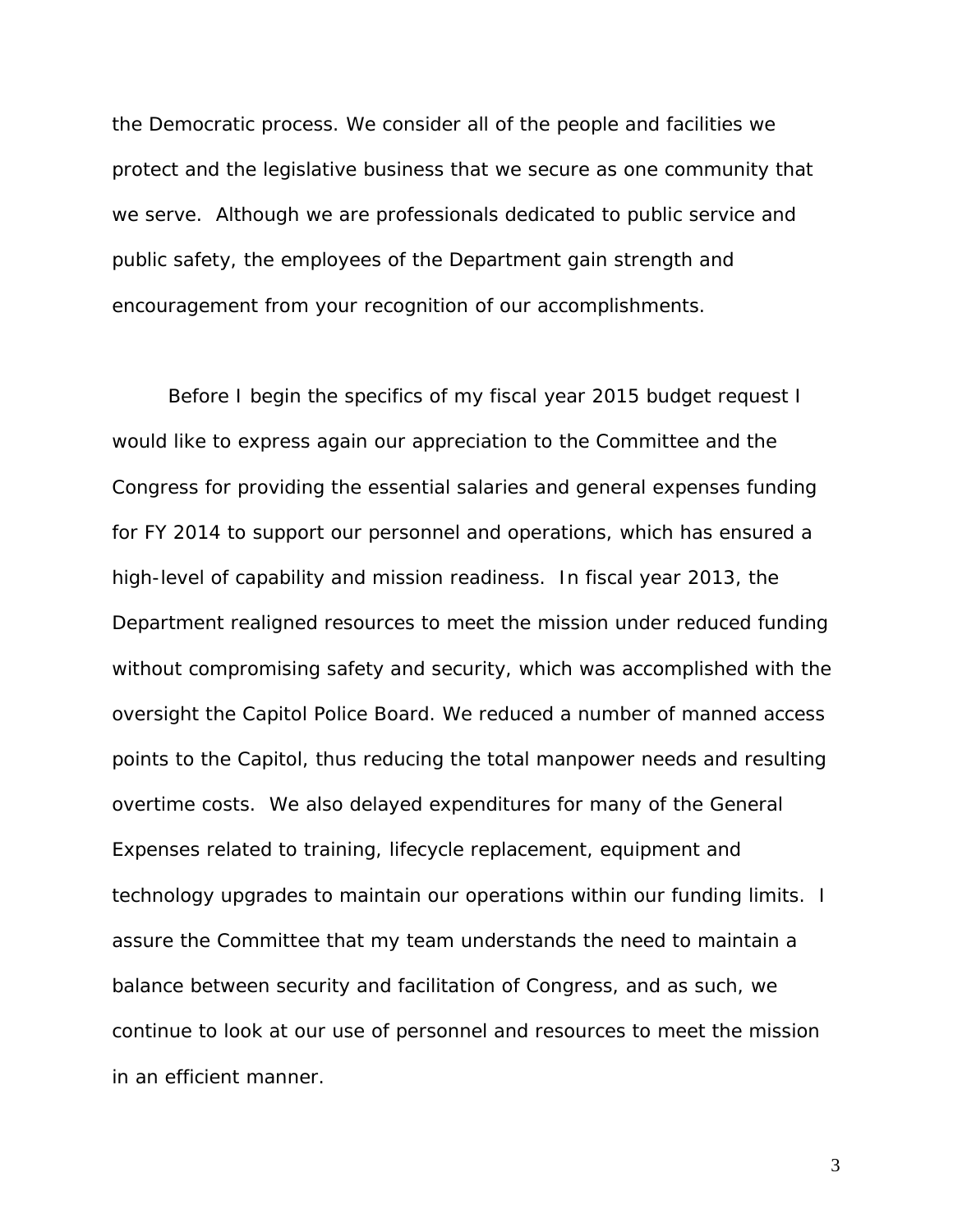the Democratic process. We consider all of the people and facilities we protect and the legislative business that we secure as one community that we serve. Although we are professionals dedicated to public service and public safety, the employees of the Department gain strength and encouragement from your recognition of our accomplishments.

Before I begin the specifics of my fiscal year 2015 budget request I would like to express again our appreciation to the Committee and the Congress for providing the essential salaries and general expenses funding for FY 2014 to support our personnel and operations, which has ensured a high-level of capability and mission readiness. In fiscal year 2013, the Department realigned resources to meet the mission under reduced funding without compromising safety and security, which was accomplished with the oversight the Capitol Police Board. We reduced a number of manned access points to the Capitol, thus reducing the total manpower needs and resulting overtime costs. We also delayed expenditures for many of the General Expenses related to training, lifecycle replacement, equipment and technology upgrades to maintain our operations within our funding limits. I assure the Committee that my team understands the need to maintain a balance between security and facilitation of Congress, and as such, we continue to look at our use of personnel and resources to meet the mission in an efficient manner.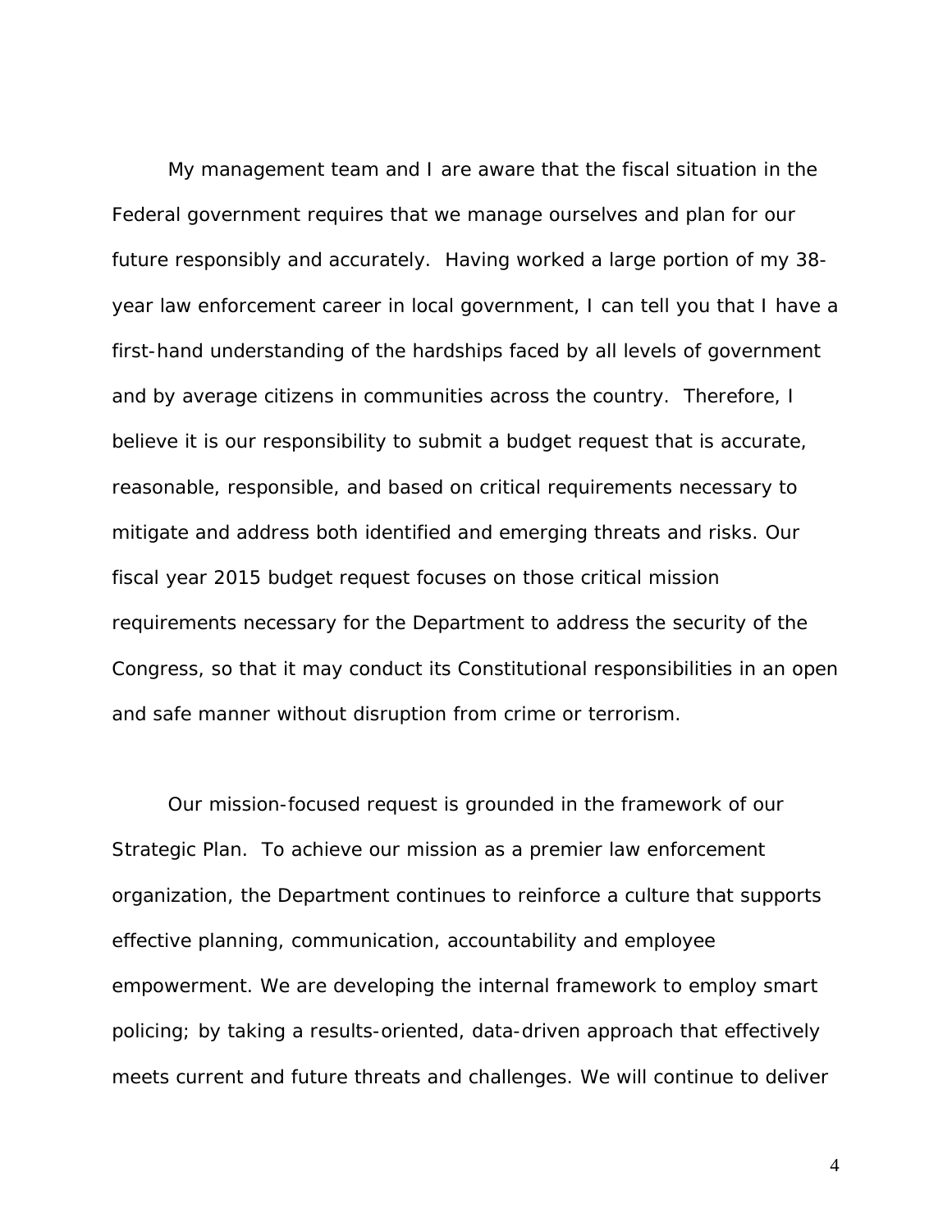My management team and I are aware that the fiscal situation in the Federal government requires that we manage ourselves and plan for our future responsibly and accurately. Having worked a large portion of my 38-year law enforcement career in local government, I can tell you that I have a first-hand understanding of the hardships faced by all levels of government and by average citizens in communities across the country. Therefore, I believe it is our responsibility to submit a budget request that is accurate, reasonable, responsible, and based on critical requirements necessary to mitigate and address both identified and emerging threats and risks. Our fiscal year 2015 budget request focuses on those critical mission requirements necessary for the Department to address the security of the Congress, so that it may conduct its Constitutional responsibilities in an open and safe manner without disruption from crime or terrorism.

Our mission-focused request is grounded in the framework of our Strategic Plan. To achieve our mission as a premier law enforcement organization, the Department continues to reinforce a culture that supports effective planning, communication, accountability and employee empowerment. We are developing the internal framework to employ smart policing; by taking a results-oriented, data-driven approach that effectively meets current and future threats and challenges. We will continue to deliver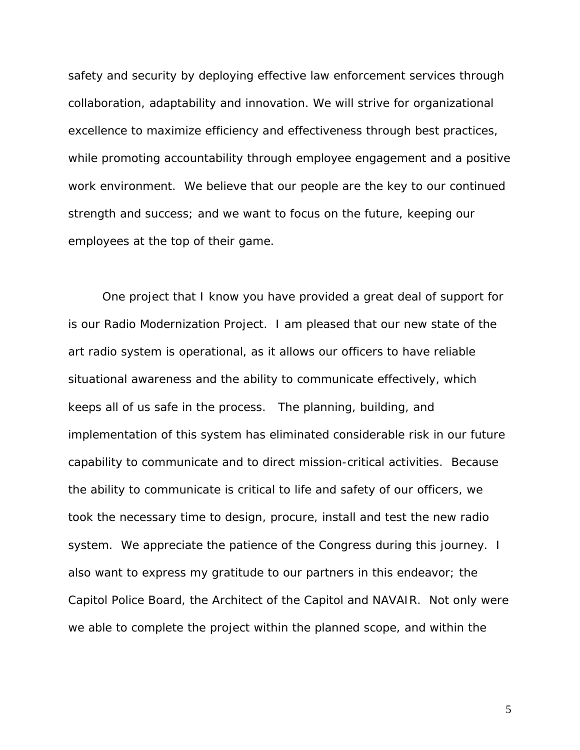safety and security by deploying effective law enforcement services through collaboration, adaptability and innovation. We will strive for organizational excellence to maximize efficiency and effectiveness through best practices, while promoting accountability through employee engagement and a positive work environment. We believe that our people are the key to our continued strength and success; and we want to focus on the future, keeping our employees at the top of their game.

One project that I know you have provided a great deal of support for is our Radio Modernization Project. I am pleased that our new state of the art radio system is operational, as it allows our officers to have reliable situational awareness and the ability to communicate effectively, which keeps all of us safe in the process. The planning, building, and implementation of this system has eliminated considerable risk in our future capability to communicate and to direct mission-critical activities. Because the ability to communicate is critical to life and safety of our officers, we took the necessary time to design, procure, install and test the new radio system. We appreciate the patience of the Congress during this journey. I also want to express my gratitude to our partners in this endeavor; the Capitol Police Board, the Architect of the Capitol and NAVAIR. Not only were we able to complete the project within the planned scope, and within the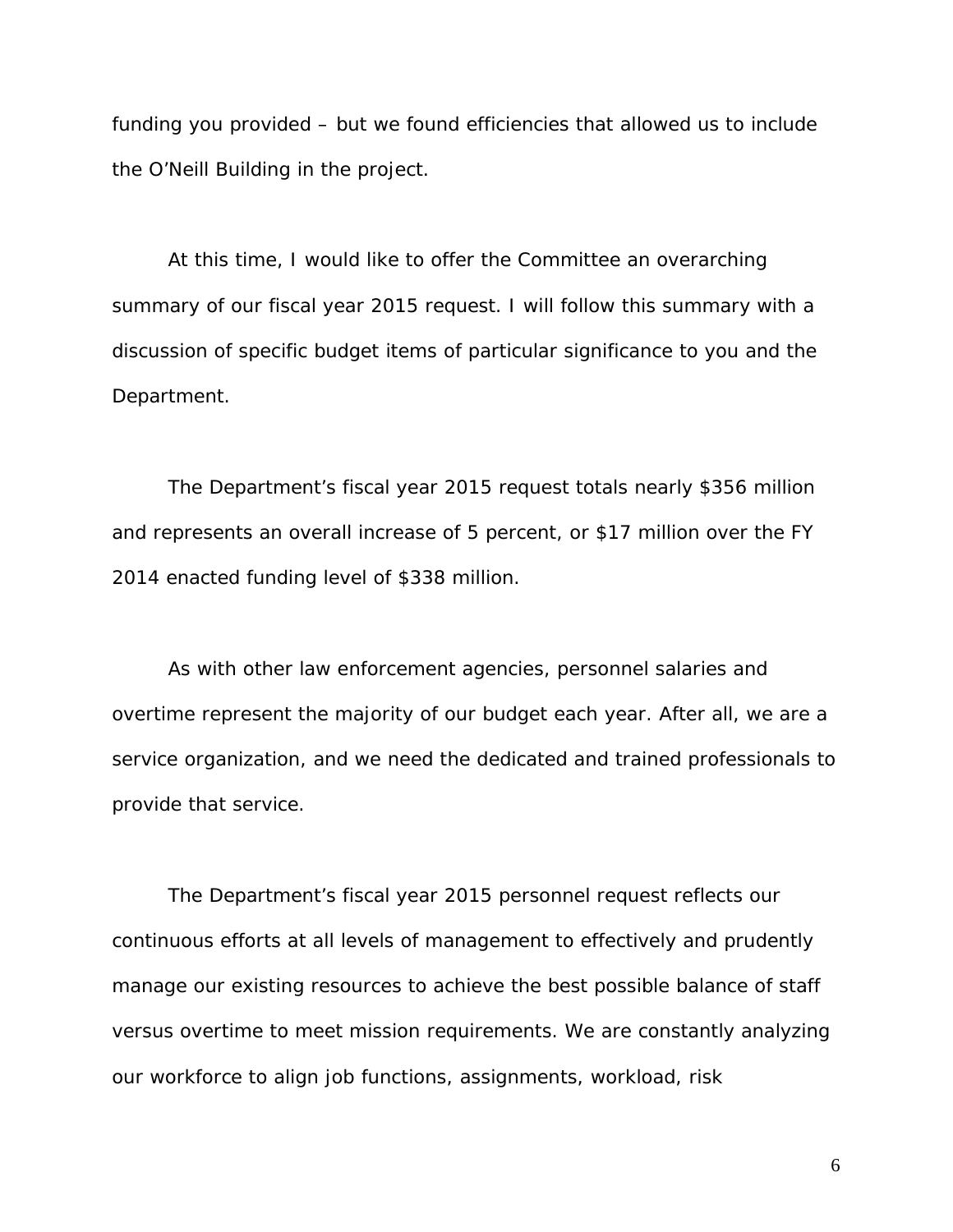funding you provided – but we found efficiencies that allowed us to include the O'Neill Building in the project.

At this time, I would like to offer the Committee an overarching summary of our fiscal year 2015 request. I will follow this summary with a discussion of specific budget items of particular significance to you and the Department.

The Department's fiscal year 2015 request totals nearly $356 million and represents an overall increase of 5 percent, or $17 million over the FY 2014 enacted funding level of $338 million.

As with other law enforcement agencies, personnel salaries and overtime represent the majority of our budget each year. After all, we are a service organization, and we need the dedicated and trained professionals to provide that service.

The Department's fiscal year 2015 personnel request reflects our continuous efforts at all levels of management to effectively and prudently manage our existing resources to achieve the best possible balance of staff versus overtime to meet mission requirements. We are constantly analyzing our workforce to align job functions, assignments, workload, risk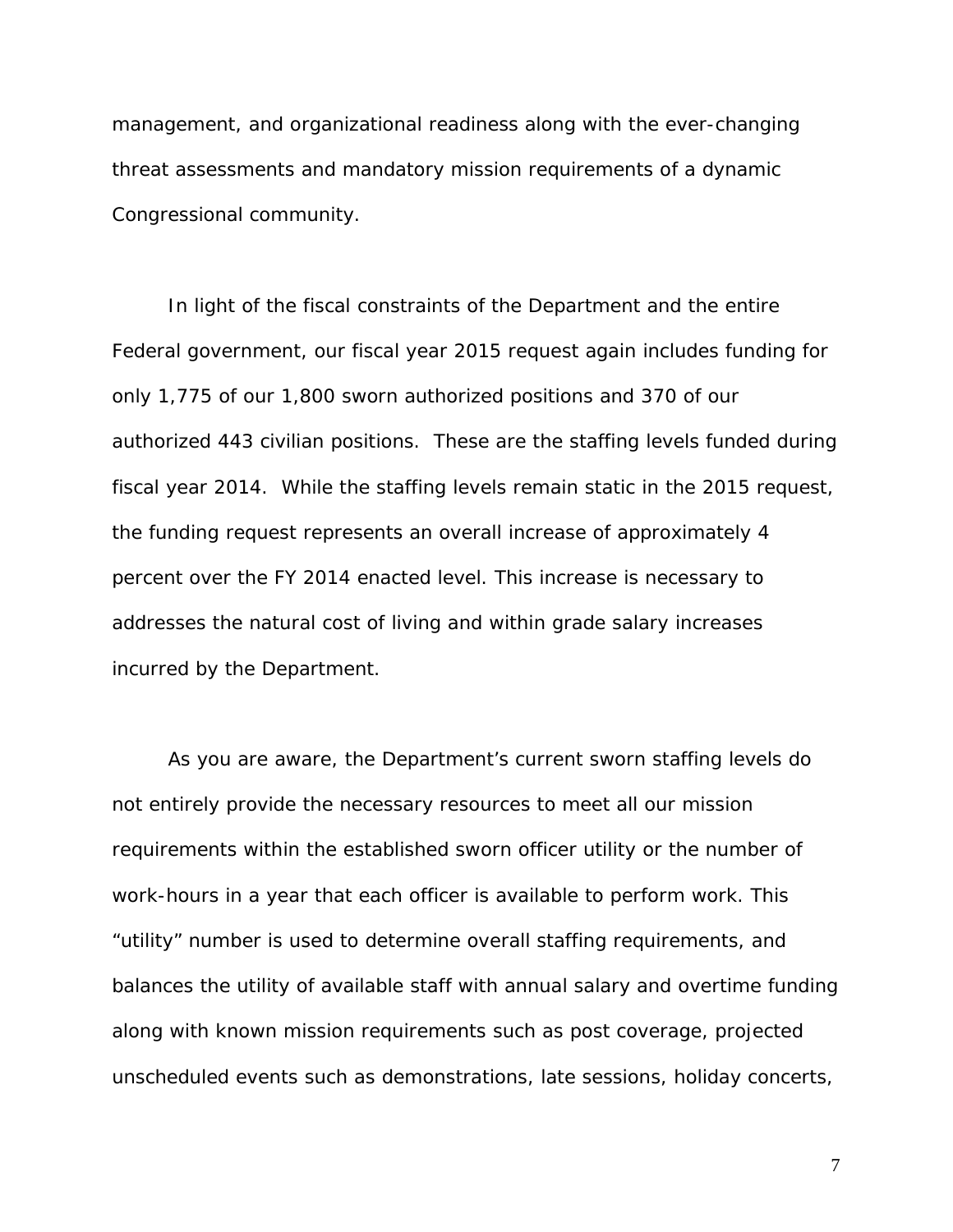management, and organizational readiness along with the ever-changing threat assessments and mandatory mission requirements of a dynamic Congressional community.

In light of the fiscal constraints of the Department and the entire Federal government, our fiscal year 2015 request again includes funding for only 1,775 of our 1,800 sworn authorized positions and 370 of our authorized 443 civilian positions. These are the staffing levels funded during fiscal year 2014. While the staffing levels remain static in the 2015 request, the funding request represents an overall increase of approximately 4 percent over the FY 2014 enacted level. This increase is necessary to addresses the natural cost of living and within grade salary increases incurred by the Department.

As you are aware, the Department's current sworn staffing levels do not entirely provide the necessary resources to meet all our mission requirements within the established sworn officer utility or the number of work-hours in a year that each officer is available to perform work. This "utility" number is used to determine overall staffing requirements, and balances the utility of available staff with annual salary and overtime funding along with known mission requirements such as post coverage, projected unscheduled events such as demonstrations, late sessions, holiday concerts,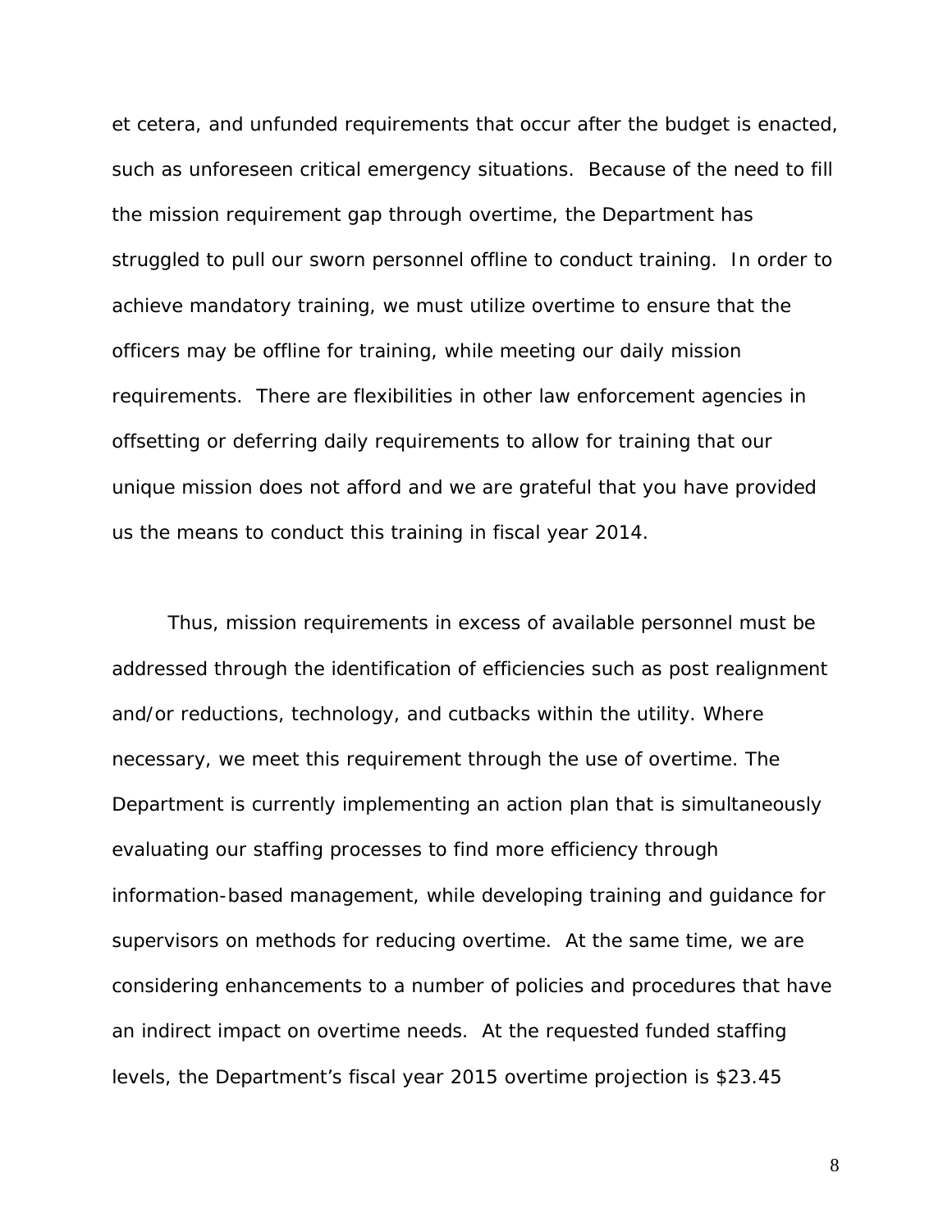et cetera, and unfunded requirements that occur after the budget is enacted, such as unforeseen critical emergency situations. Because of the need to fill the mission requirement gap through overtime, the Department has struggled to pull our sworn personnel offline to conduct training. In order to achieve mandatory training, we must utilize overtime to ensure that the officers may be offline for training, while meeting our daily mission requirements. There are flexibilities in other law enforcement agencies in offsetting or deferring daily requirements to allow for training that our unique mission does not afford and we are grateful that you have provided us the means to conduct this training in fiscal year 2014.

Thus, mission requirements in excess of available personnel must be addressed through the identification of efficiencies such as post realignment and/or reductions, technology, and cutbacks within the utility. Where necessary, we meet this requirement through the use of overtime. The Department is currently implementing an action plan that is simultaneously evaluating our staffing processes to find more efficiency through information-based management, while developing training and guidance for supervisors on methods for reducing overtime. At the same time, we are considering enhancements to a number of policies and procedures that have an indirect impact on overtime needs. At the requested funded staffing levels, the Department's fiscal year 2015 overtime projection is $23.45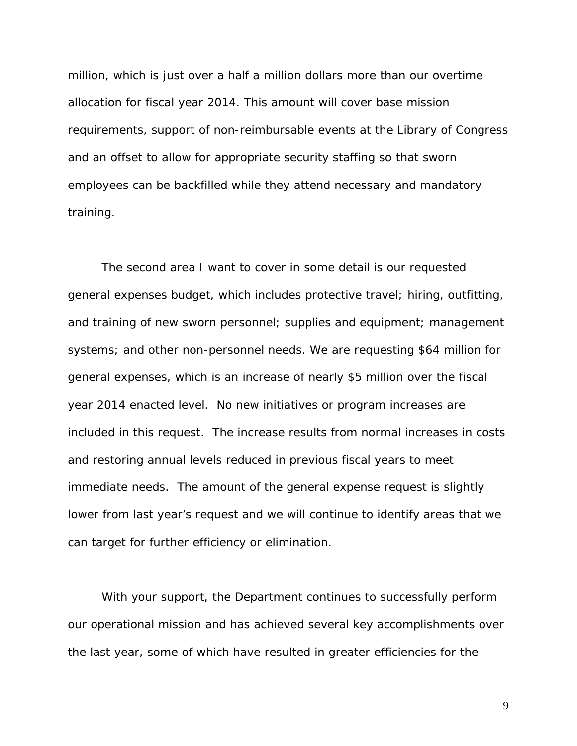million, which is just over a half a million dollars more than our overtime allocation for fiscal year 2014. This amount will cover base mission requirements, support of non-reimbursable events at the Library of Congress and an offset to allow for appropriate security staffing so that sworn employees can be backfilled while they attend necessary and mandatory training.

The second area I want to cover in some detail is our requested general expenses budget, which includes protective travel; hiring, outfitting, and training of new sworn personnel; supplies and equipment; management systems; and other non-personnel needs. We are requesting $64 million for general expenses, which is an increase of nearly $5 million over the fiscal year 2014 enacted level. No new initiatives or program increases are included in this request. The increase results from normal increases in costs and restoring annual levels reduced in previous fiscal years to meet immediate needs. The amount of the general expense request is slightly lower from last year's request and we will continue to identify areas that we can target for further efficiency or elimination.

With your support, the Department continues to successfully perform our operational mission and has achieved several key accomplishments over the last year, some of which have resulted in greater efficiencies for the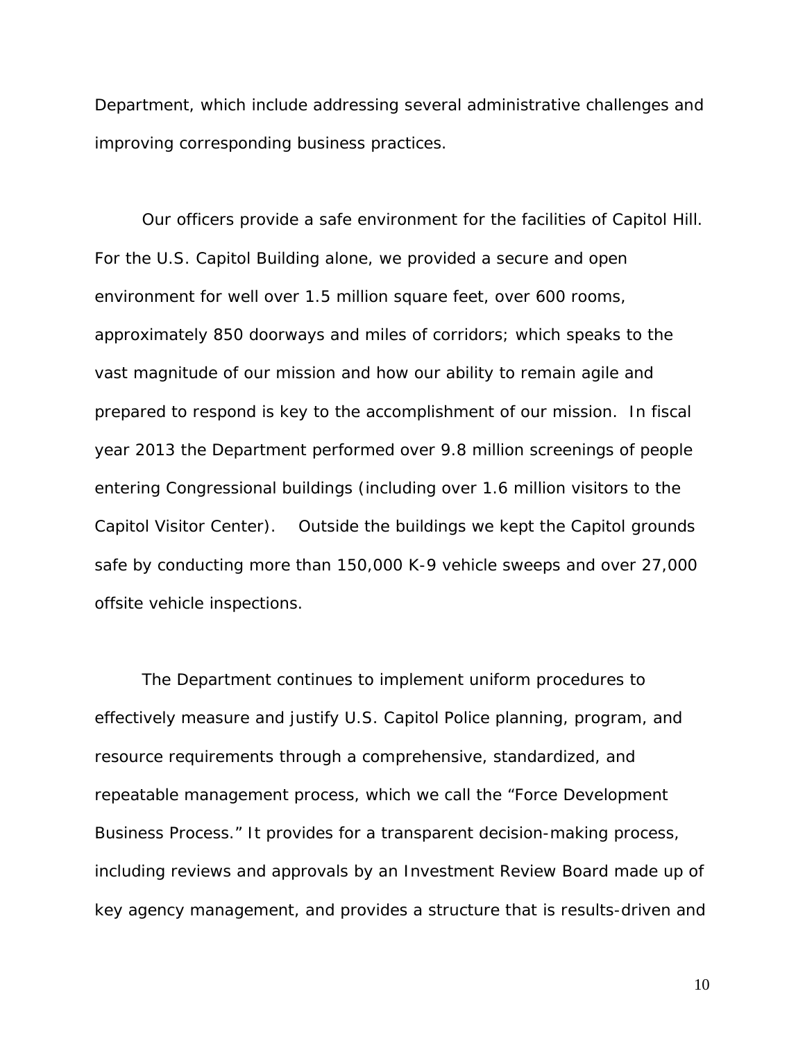Department, which include addressing several administrative challenges and improving corresponding business practices.

Our officers provide a safe environment for the facilities of Capitol Hill. For the U.S. Capitol Building alone, we provided a secure and open environment for well over 1.5 million square feet, over 600 rooms, approximately 850 doorways and miles of corridors; which speaks to the vast magnitude of our mission and how our ability to remain agile and prepared to respond is key to the accomplishment of our mission. In fiscal year 2013 the Department performed over 9.8 million screenings of people entering Congressional buildings (including over 1.6 million visitors to the Capitol Visitor Center). Outside the buildings we kept the Capitol grounds safe by conducting more than 150,000 K-9 vehicle sweeps and over 27,000 offsite vehicle inspections.

The Department continues to implement uniform procedures to effectively measure and justify U.S. Capitol Police planning, program, and resource requirements through a comprehensive, standardized, and repeatable management process, which we call the "Force Development Business Process." It provides for a transparent decision-making process, including reviews and approvals by an Investment Review Board made up of key agency management, and provides a structure that is results-driven and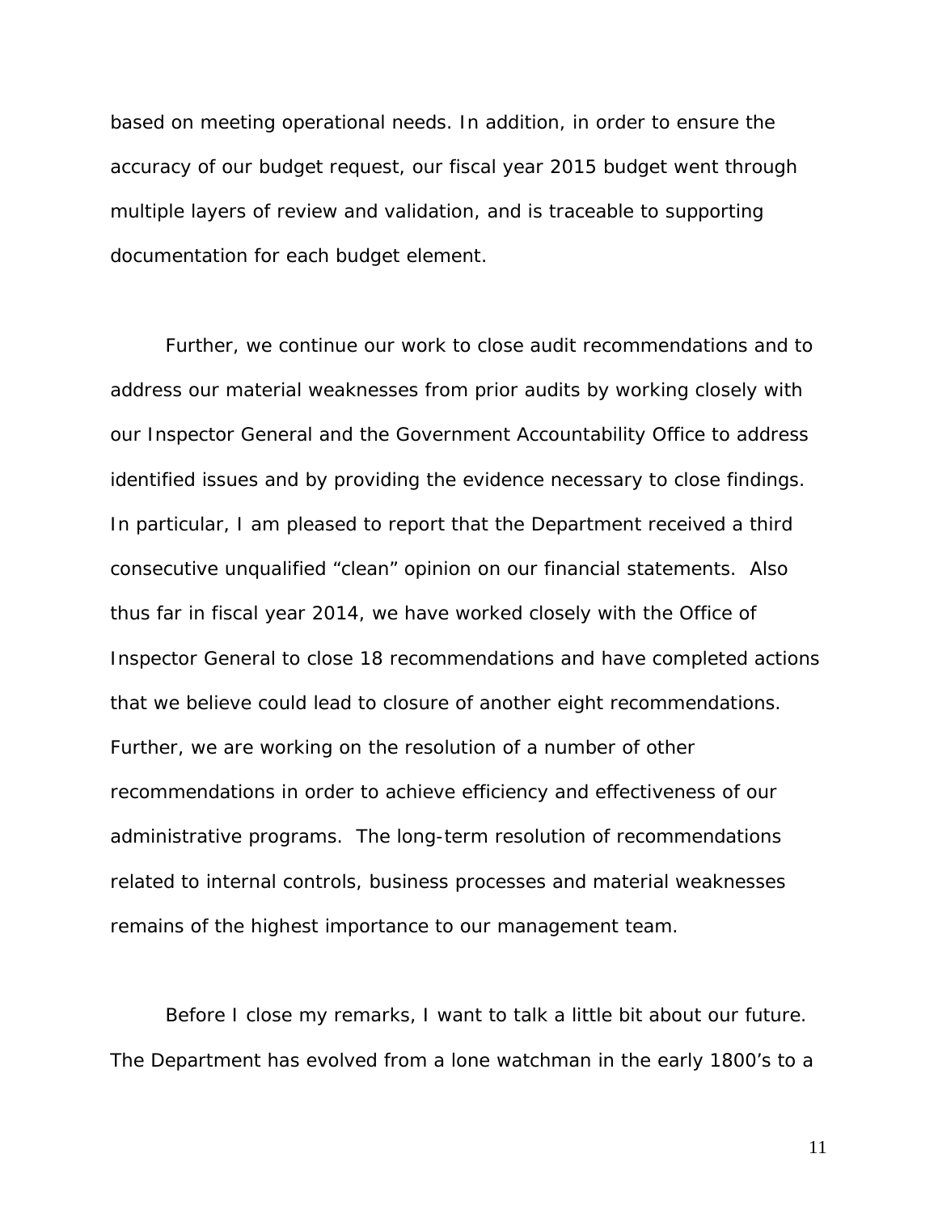based on meeting operational needs. In addition, in order to ensure the accuracy of our budget request, our fiscal year 2015 budget went through multiple layers of review and validation, and is traceable to supporting documentation for each budget element.

Further, we continue our work to close audit recommendations and to address our material weaknesses from prior audits by working closely with our Inspector General and the Government Accountability Office to address identified issues and by providing the evidence necessary to close findings. In particular, I am pleased to report that the Department received a third consecutive unqualified "clean" opinion on our financial statements. Also thus far in fiscal year 2014, we have worked closely with the Office of Inspector General to close 18 recommendations and have completed actions that we believe could lead to closure of another eight recommendations. Further, we are working on the resolution of a number of other recommendations in order to achieve efficiency and effectiveness of our administrative programs. The long-term resolution of recommendations related to internal controls, business processes and material weaknesses remains of the highest importance to our management team.

Before I close my remarks, I want to talk a little bit about our future. The Department has evolved from a lone watchman in the early 1800's to a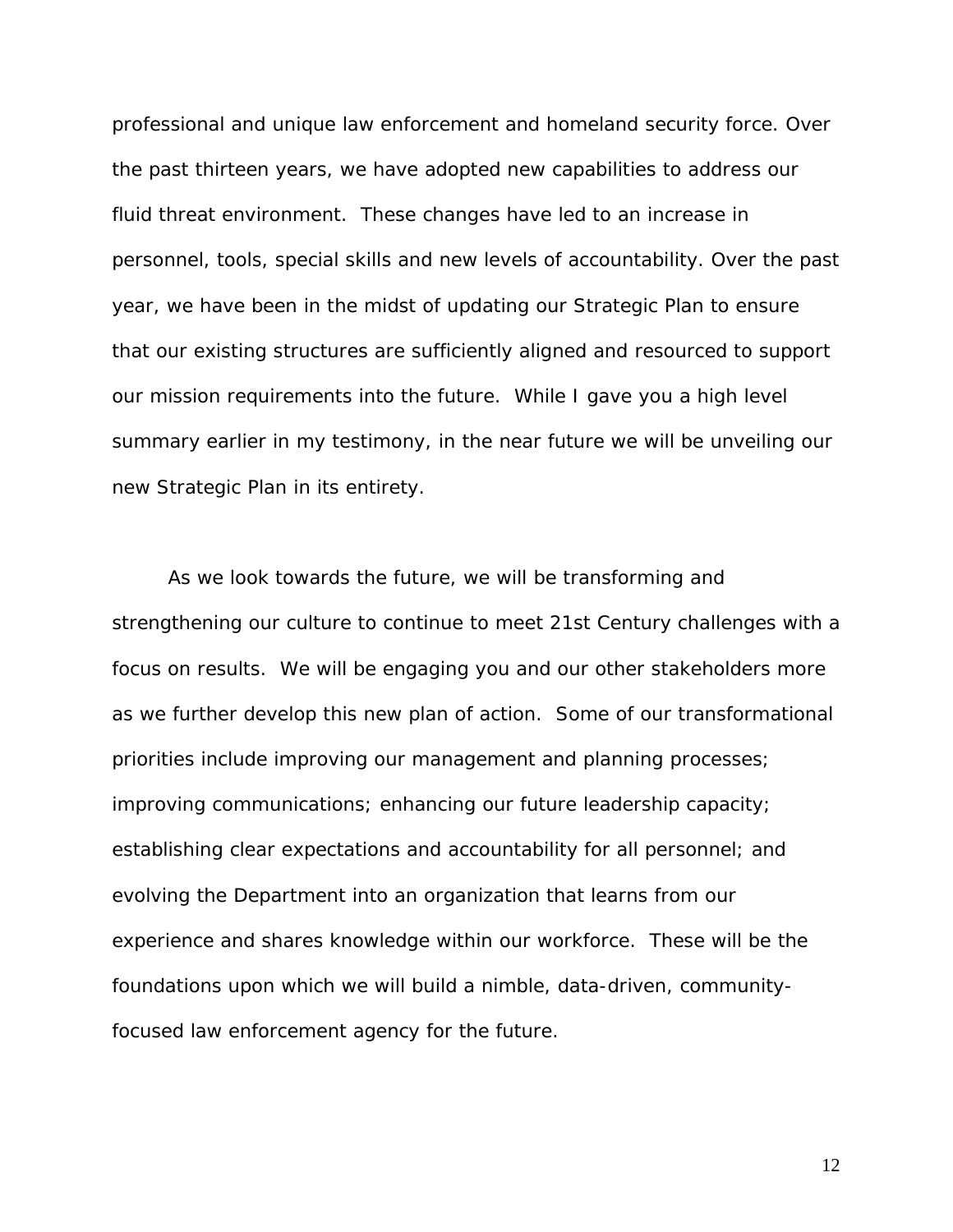professional and unique law enforcement and homeland security force. Over the past thirteen years, we have adopted new capabilities to address our fluid threat environment. These changes have led to an increase in personnel, tools, special skills and new levels of accountability. Over the past year, we have been in the midst of updating our Strategic Plan to ensure that our existing structures are sufficiently aligned and resourced to support our mission requirements into the future. While I gave you a high level summary earlier in my testimony, in the near future we will be unveiling our new Strategic Plan in its entirety.

As we look towards the future, we will be transforming and strengthening our culture to continue to meet 21st Century challenges with a focus on results. We will be engaging you and our other stakeholders more as we further develop this new plan of action. Some of our transformational priorities include improving our management and planning processes; improving communications; enhancing our future leadership capacity; establishing clear expectations and accountability for all personnel; and evolving the Department into an organization that learns from our experience and shares knowledge within our workforce. These will be the foundations upon which we will build a nimble, data-driven, community-focused law enforcement agency for the future.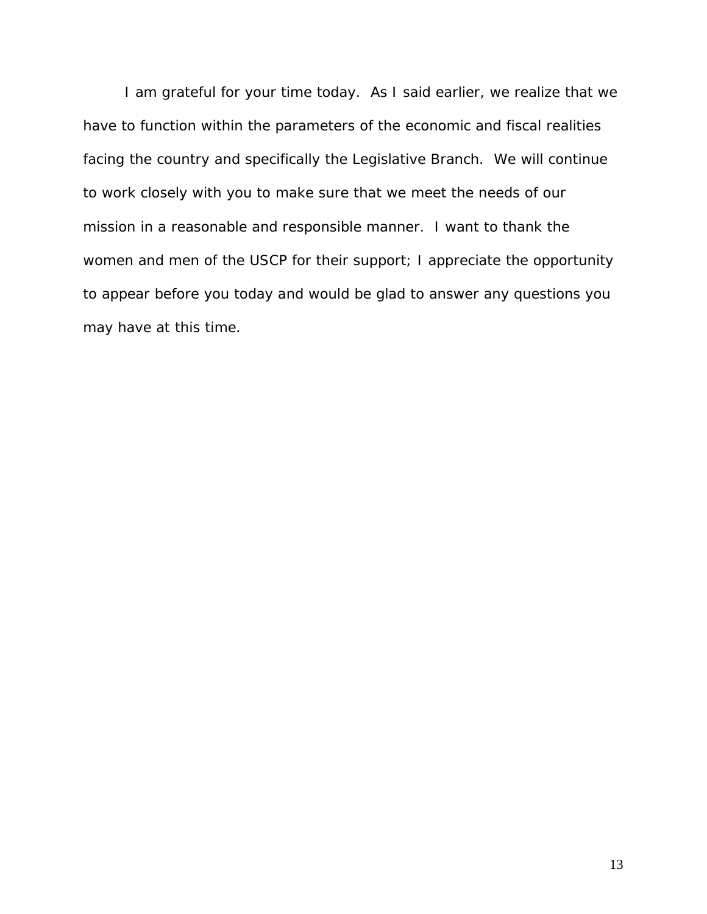I am grateful for your time today. As I said earlier, we realize that we have to function within the parameters of the economic and fiscal realities facing the country and specifically the Legislative Branch. We will continue to work closely with you to make sure that we meet the needs of our mission in a reasonable and responsible manner. I want to thank the women and men of the USCP for their support; I appreciate the opportunity to appear before you today and would be glad to answer any questions you may have at this time.